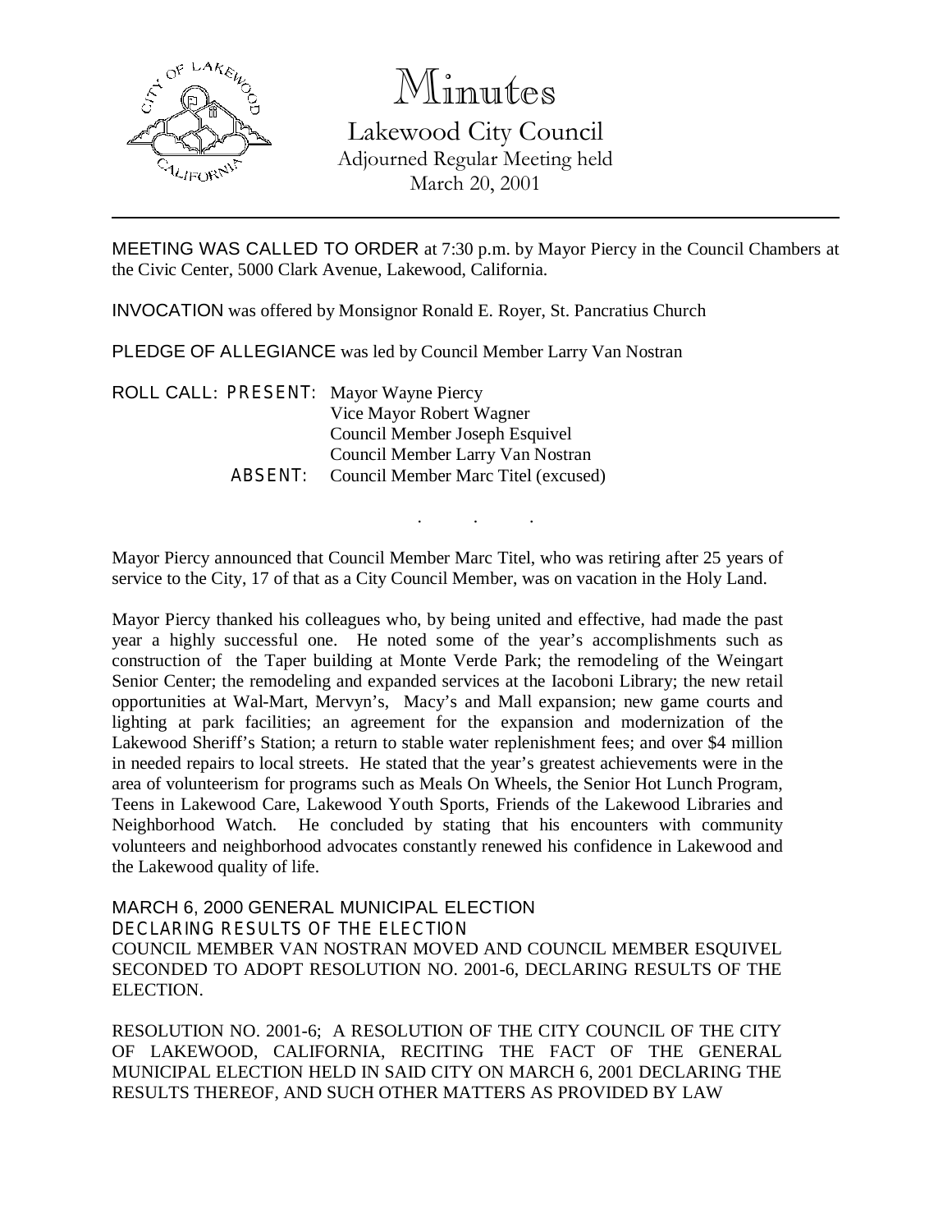# Minutes

## Lakewood City Council

Adjourned Regular Meeting held
March 20, 2001

---

MEETING WAS CALLED TO ORDER at 7:30 p.m. by Mayor Piercy in the Council Chambers at the Civic Center, 5000 Clark Avenue, Lakewood, California.

INVOCATION was offered by Monsignor Ronald E. Royer, St. Pancratius Church

PLEDGE OF ALLEGIANCE was led by Council Member Larry Van Nostran

ROLL CALL: PRESENT: Mayor Wayne Piercy
Vice Mayor Robert Wagner
Council Member Joseph Esquivel
Council Member Larry Van Nostran
ABSENT: Council Member Marc Titel (excused)

. . .

Mayor Piercy announced that Council Member Marc Titel, who was retiring after 25 years of service to the City, 17 of that as a City Council Member, was on vacation in the Holy Land.

Mayor Piercy thanked his colleagues who, by being united and effective, had made the past year a highly successful one. He noted some of the year's accomplishments such as construction of the Taper building at Monte Verde Park; the remodeling of the Weingart Senior Center; the remodeling and expanded services at the Iacoboni Library; the new retail opportunities at Wal-Mart, Mervyn's, Macy's and Mall expansion; new game courts and lighting at park facilities; an agreement for the expansion and modernization of the Lakewood Sheriff's Station; a return to stable water replenishment fees; and over $4 million in needed repairs to local streets. He stated that the year's greatest achievements were in the area of volunteerism for programs such as Meals On Wheels, the Senior Hot Lunch Program, Teens in Lakewood Care, Lakewood Youth Sports, Friends of the Lakewood Libraries and Neighborhood Watch. He concluded by stating that his encounters with community volunteers and neighborhood advocates constantly renewed his confidence in Lakewood and the Lakewood quality of life.

MARCH 6, 2000 GENERAL MUNICIPAL ELECTION
DECLARING RESULTS OF THE ELECTION
COUNCIL MEMBER VAN NOSTRAN MOVED AND COUNCIL MEMBER ESQUIVEL SECONDED TO ADOPT RESOLUTION NO. 2001-6, DECLARING RESULTS OF THE ELECTION.

RESOLUTION NO. 2001-6; A RESOLUTION OF THE CITY COUNCIL OF THE CITY OF LAKEWOOD, CALIFORNIA, RECITING THE FACT OF THE GENERAL MUNICIPAL ELECTION HELD IN SAID CITY ON MARCH 6, 2001 DECLARING THE RESULTS THEREOF, AND SUCH OTHER MATTERS AS PROVIDED BY LAW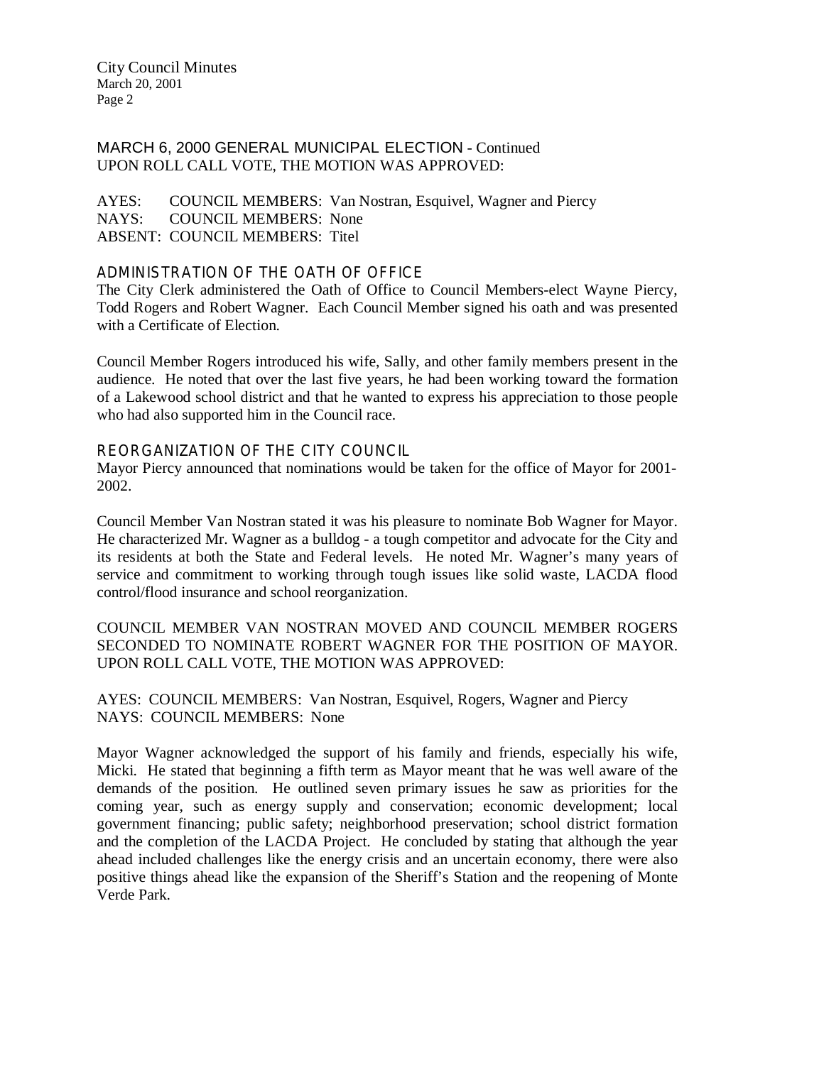## MARCH 6, 2000 GENERAL MUNICIPAL ELECTION - Continued

UPON ROLL CALL VOTE, THE MOTION WAS APPROVED:

AYES: COUNCIL MEMBERS: Van Nostran, Esquivel, Wagner and Piercy
NAYS: COUNCIL MEMBERS: None
ABSENT: COUNCIL MEMBERS: Titel

## ADMINISTRATION OF THE OATH OF OFFICE

The City Clerk administered the Oath of Office to Council Members-elect Wayne Piercy, Todd Rogers and Robert Wagner. Each Council Member signed his oath and was presented with a Certificate of Election.

Council Member Rogers introduced his wife, Sally, and other family members present in the audience. He noted that over the last five years, he had been working toward the formation of a Lakewood school district and that he wanted to express his appreciation to those people who had also supported him in the Council race.

## REORGANIZATION OF THE CITY COUNCIL

Mayor Piercy announced that nominations would be taken for the office of Mayor for 2001-2002.

Council Member Van Nostran stated it was his pleasure to nominate Bob Wagner for Mayor. He characterized Mr. Wagner as a bulldog - a tough competitor and advocate for the City and its residents at both the State and Federal levels. He noted Mr. Wagner's many years of service and commitment to working through tough issues like solid waste, LACDA flood control/flood insurance and school reorganization.

COUNCIL MEMBER VAN NOSTRAN MOVED AND COUNCIL MEMBER ROGERS SECONDED TO NOMINATE ROBERT WAGNER FOR THE POSITION OF MAYOR. UPON ROLL CALL VOTE, THE MOTION WAS APPROVED:

AYES: COUNCIL MEMBERS: Van Nostran, Esquivel, Rogers, Wagner and Piercy
NAYS: COUNCIL MEMBERS: None

Mayor Wagner acknowledged the support of his family and friends, especially his wife, Micki. He stated that beginning a fifth term as Mayor meant that he was well aware of the demands of the position. He outlined seven primary issues he saw as priorities for the coming year, such as energy supply and conservation; economic development; local government financing; public safety; neighborhood preservation; school district formation and the completion of the LACDA Project. He concluded by stating that although the year ahead included challenges like the energy crisis and an uncertain economy, there were also positive things ahead like the expansion of the Sheriff's Station and the reopening of Monte Verde Park.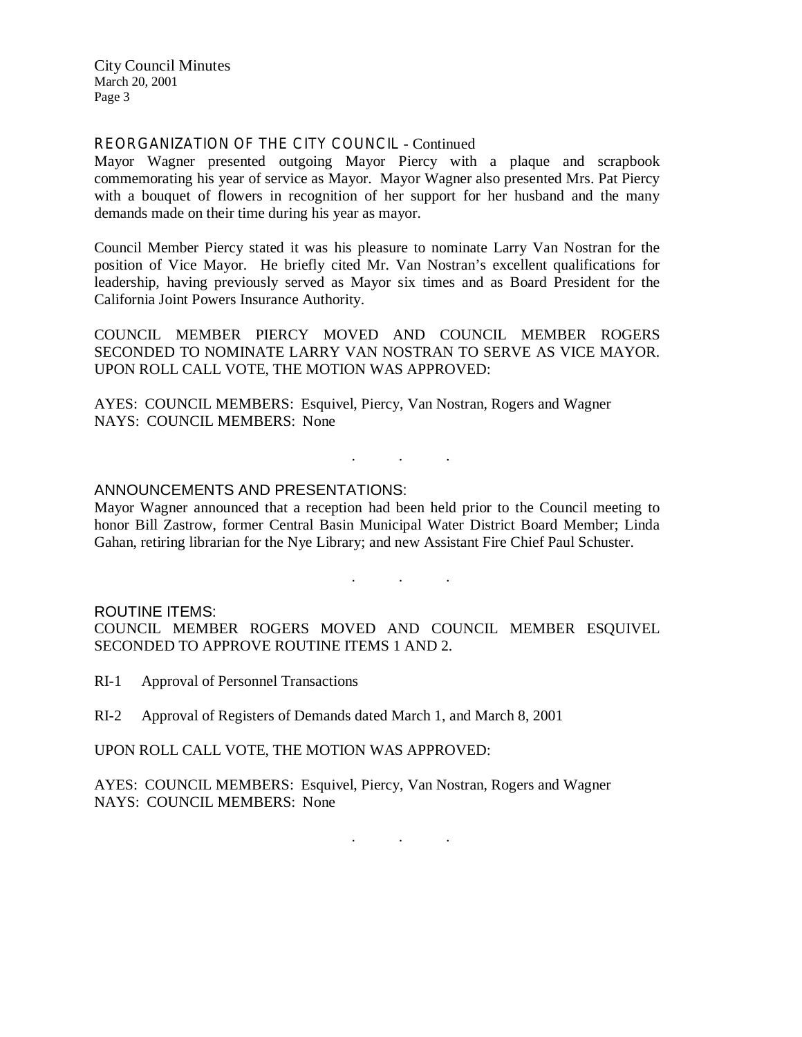## REORGANIZATION OF THE CITY COUNCIL - Continued

Mayor Wagner presented outgoing Mayor Piercy with a plaque and scrapbook commemorating his year of service as Mayor. Mayor Wagner also presented Mrs. Pat Piercy with a bouquet of flowers in recognition of her support for her husband and the many demands made on their time during his year as mayor.

Council Member Piercy stated it was his pleasure to nominate Larry Van Nostran for the position of Vice Mayor. He briefly cited Mr. Van Nostran's excellent qualifications for leadership, having previously served as Mayor six times and as Board President for the California Joint Powers Insurance Authority.

COUNCIL MEMBER PIERCY MOVED AND COUNCIL MEMBER ROGERS SECONDED TO NOMINATE LARRY VAN NOSTRAN TO SERVE AS VICE MAYOR. UPON ROLL CALL VOTE, THE MOTION WAS APPROVED:

AYES: COUNCIL MEMBERS: Esquivel, Piercy, Van Nostran, Rogers and Wagner
NAYS: COUNCIL MEMBERS: None

. . .

## ANNOUNCEMENTS AND PRESENTATIONS:

Mayor Wagner announced that a reception had been held prior to the Council meeting to honor Bill Zastrow, former Central Basin Municipal Water District Board Member; Linda Gahan, retiring librarian for the Nye Library; and new Assistant Fire Chief Paul Schuster.

. . .

## ROUTINE ITEMS:

COUNCIL MEMBER ROGERS MOVED AND COUNCIL MEMBER ESQUIVEL SECONDED TO APPROVE ROUTINE ITEMS 1 AND 2.

RI-1 Approval of Personnel Transactions

RI-2 Approval of Registers of Demands dated March 1, and March 8, 2001

UPON ROLL CALL VOTE, THE MOTION WAS APPROVED:

AYES: COUNCIL MEMBERS: Esquivel, Piercy, Van Nostran, Rogers and Wagner
NAYS: COUNCIL MEMBERS: None

. . .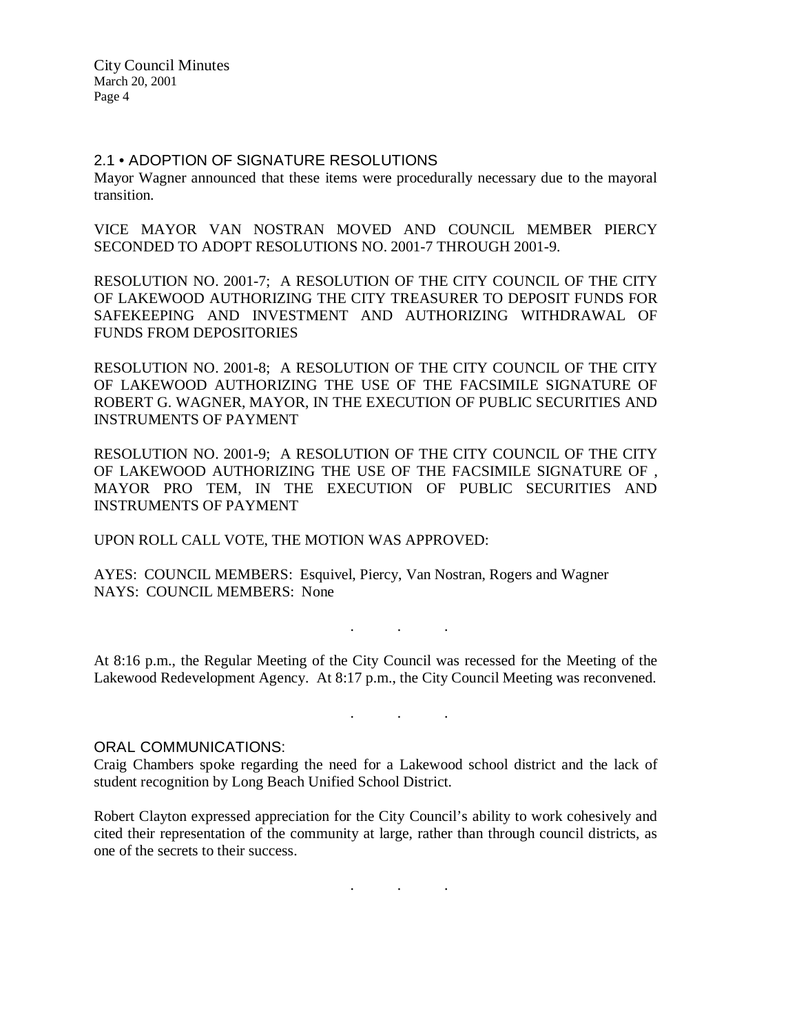## 2.1 • ADOPTION OF SIGNATURE RESOLUTIONS

Mayor Wagner announced that these items were procedurally necessary due to the mayoral transition.

VICE MAYOR VAN NOSTRAN MOVED AND COUNCIL MEMBER PIERCY SECONDED TO ADOPT RESOLUTIONS NO. 2001-7 THROUGH 2001-9.

RESOLUTION NO. 2001-7; A RESOLUTION OF THE CITY COUNCIL OF THE CITY OF LAKEWOOD AUTHORIZING THE CITY TREASURER TO DEPOSIT FUNDS FOR SAFEKEEPING AND INVESTMENT AND AUTHORIZING WITHDRAWAL OF FUNDS FROM DEPOSITORIES

RESOLUTION NO. 2001-8; A RESOLUTION OF THE CITY COUNCIL OF THE CITY OF LAKEWOOD AUTHORIZING THE USE OF THE FACSIMILE SIGNATURE OF ROBERT G. WAGNER, MAYOR, IN THE EXECUTION OF PUBLIC SECURITIES AND INSTRUMENTS OF PAYMENT

RESOLUTION NO. 2001-9; A RESOLUTION OF THE CITY COUNCIL OF THE CITY OF LAKEWOOD AUTHORIZING THE USE OF THE FACSIMILE SIGNATURE OF , MAYOR PRO TEM, IN THE EXECUTION OF PUBLIC SECURITIES AND INSTRUMENTS OF PAYMENT

UPON ROLL CALL VOTE, THE MOTION WAS APPROVED:

AYES: COUNCIL MEMBERS: Esquivel, Piercy, Van Nostran, Rogers and Wagner
NAYS: COUNCIL MEMBERS: None

. . .

At 8:16 p.m., the Regular Meeting of the City Council was recessed for the Meeting of the Lakewood Redevelopment Agency. At 8:17 p.m., the City Council Meeting was reconvened.

. . .

## ORAL COMMUNICATIONS:

Craig Chambers spoke regarding the need for a Lakewood school district and the lack of student recognition by Long Beach Unified School District.

Robert Clayton expressed appreciation for the City Council's ability to work cohesively and cited their representation of the community at large, rather than through council districts, as one of the secrets to their success.

. . .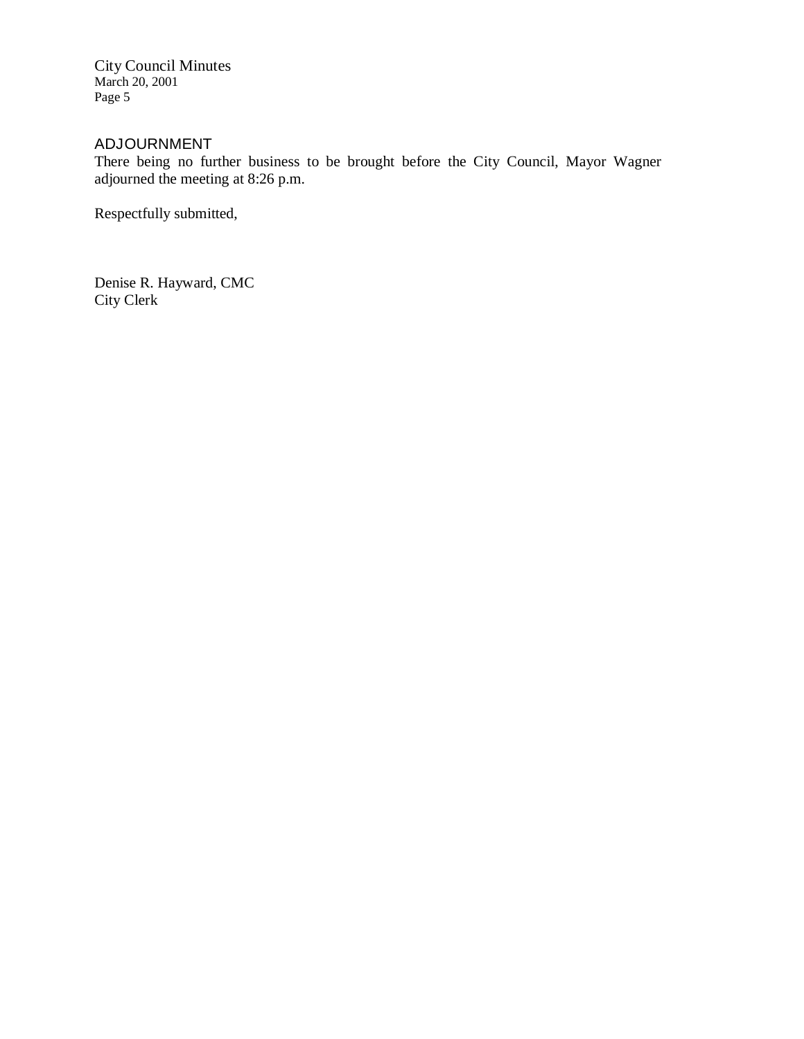## ADJOURNMENT

There being no further business to be brought before the City Council, Mayor Wagner adjourned the meeting at 8:26 p.m.

Respectfully submitted,

Denise R. Hayward, CMC
City Clerk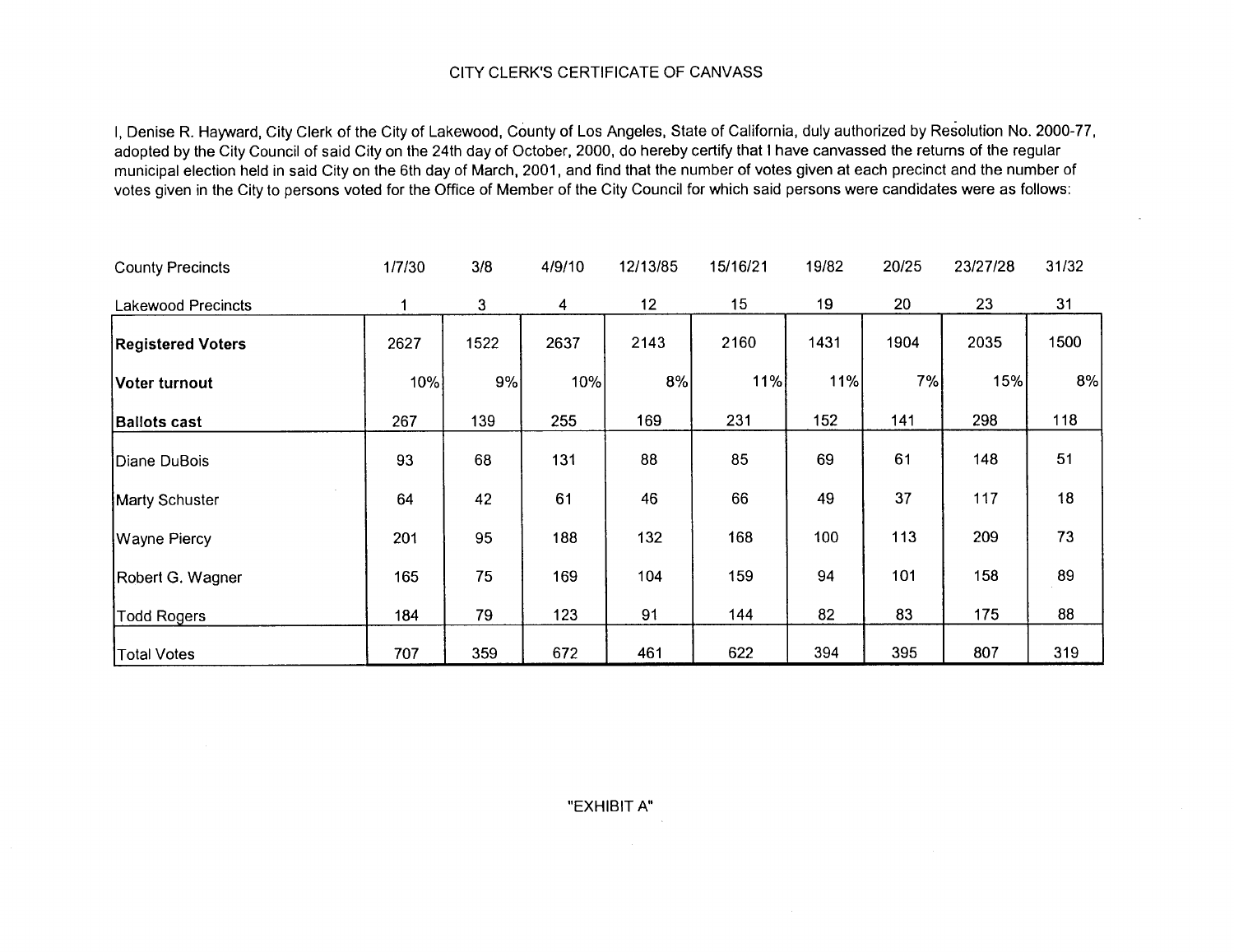# CITY CLERK'S CERTIFICATE OF CANVASS

I, Denise R. Hayward, City Clerk of the City of Lakewood, County of Los Angeles, State of California, duly authorized by Resolution No. 2000-77, adopted by the City Council of said City on the 24th day of October, 2000, do hereby certify that I have canvassed the returns of the regular municipal election held in said City on the 6th day of March, 2001, and find that the number of votes given at each precinct and the number of votes given in the City to persons voted for the Office of Member of the City Council for which said persons were candidates were as follows:

| County Precincts | 1/7/30 | 3/8 | 4/9/10 | 12/13/85 | 15/16/21 | 19/82 | 20/25 | 23/27/28 | 31/32 |
|---|---|---|---|---|---|---|---|---|---|
| Lakewood Precincts | 1 | 3 | 4 | 12 | 15 | 19 | 20 | 23 | 31 |
| **Registered Voters** | 2627 | 1522 | 2637 | 2143 | 2160 | 1431 | 1904 | 2035 | 1500 |
| **Voter turnout** | 10% | 9% | 10% | 8% | 11% | 11% | 7% | 15% | 8% |
| **Ballots cast** | 267 | 139 | 255 | 169 | 231 | 152 | 141 | 298 | 118 |
| Diane DuBois | 93 | 68 | 131 | 88 | 85 | 69 | 61 | 148 | 51 |
| Marty Schuster | 64 | 42 | 61 | 46 | 66 | 49 | 37 | 117 | 18 |
| Wayne Piercy | 201 | 95 | 188 | 132 | 168 | 100 | 113 | 209 | 73 |
| Robert G. Wagner | 165 | 75 | 169 | 104 | 159 | 94 | 101 | 158 | 89 |
| Todd Rogers | 184 | 79 | 123 | 91 | 144 | 82 | 83 | 175 | 88 |
| Total Votes | 707 | 359 | 672 | 461 | 622 | 394 | 395 | 807 | 319 |

"EXHIBIT A"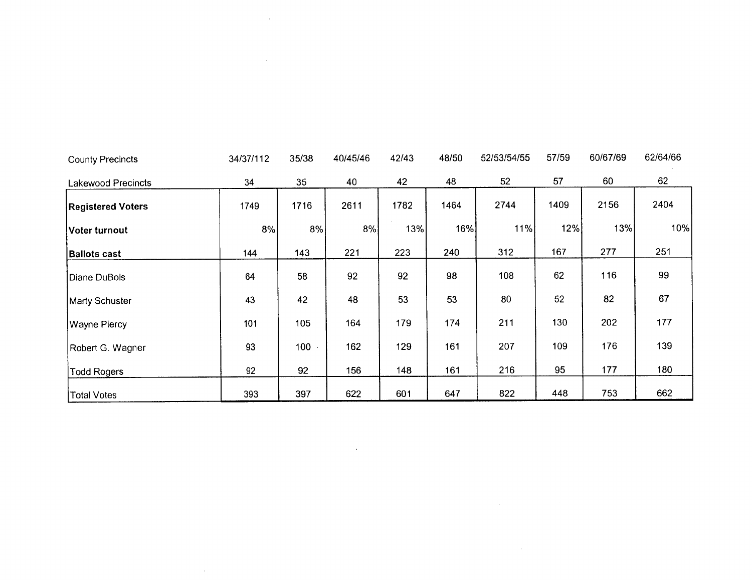| County Precincts | 34/37/112 | 35/38 | 40/45/46 | 42/43 | 48/50 | 52/53/54/55 | 57/59 | 60/67/69 | 62/64/66 |
|---|---|---|---|---|---|---|---|---|---|
| Lakewood Precincts | 34 | 35 | 40 | 42 | 48 | 52 | 57 | 60 | 62 |
| **Registered Voters** | 1749 | 1716 | 2611 | 1782 | 1464 | 2744 | 1409 | 2156 | 2404 |
| **Voter turnout** | 8% | 8% | 8% | 13% | 16% | 11% | 12% | 13% | 10% |
| **Ballots cast** | 144 | 143 | 221 | 223 | 240 | 312 | 167 | 277 | 251 |
| Diane DuBois | 64 | 58 | 92 | 92 | 98 | 108 | 62 | 116 | 99 |
| Marty Schuster | 43 | 42 | 48 | 53 | 53 | 80 | 52 | 82 | 67 |
| Wayne Piercy | 101 | 105 | 164 | 179 | 174 | 211 | 130 | 202 | 177 |
| Robert G. Wagner | 93 | 100 | 162 | 129 | 161 | 207 | 109 | 176 | 139 |
| Todd Rogers | 92 | 92 | 156 | 148 | 161 | 216 | 95 | 177 | 180 |
| Total Votes | 393 | 397 | 622 | 601 | 647 | 822 | 448 | 753 | 662 |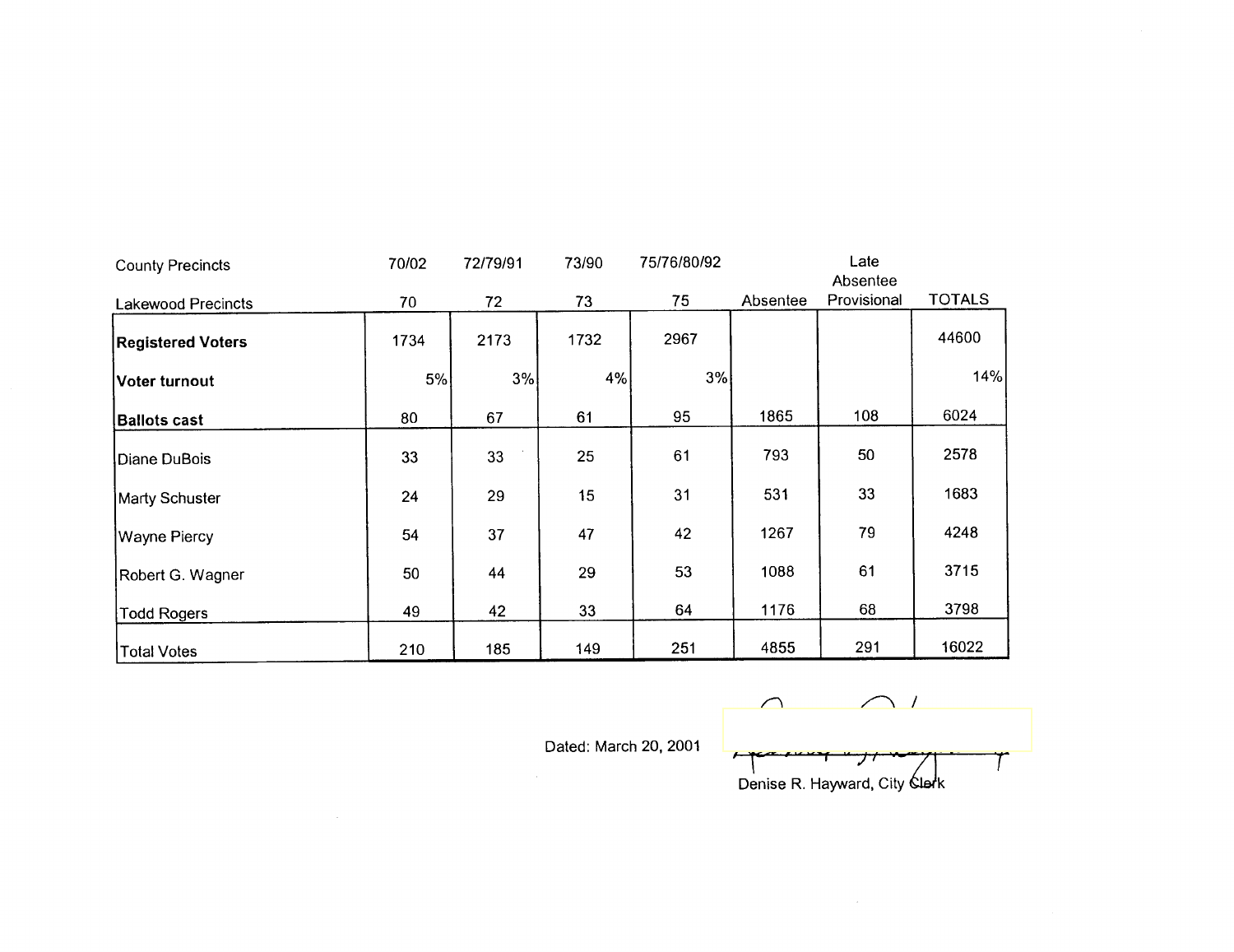| County Precincts | 70/02 | 72/79/91 | 73/90 | 75/76/80/92 | | Late Absentee | |
|---|---|---|---|---|---|---|---|
| Lakewood Precincts | 70 | 72 | 73 | 75 | Absentee | Provisional | TOTALS |
| **Registered Voters** | 1734 | 2173 | 1732 | 2967 | | | 44600 |
| **Voter turnout** | 5% | 3% | 4% | 3% | | | 14% |
| **Ballots cast** | 80 | 67 | 61 | 95 | 1865 | 108 | 6024 |
| Diane DuBois | 33 | 33 | 25 | 61 | 793 | 50 | 2578 |
| Marty Schuster | 24 | 29 | 15 | 31 | 531 | 33 | 1683 |
| Wayne Piercy | 54 | 37 | 47 | 42 | 1267 | 79 | 4248 |
| Robert G. Wagner | 50 | 44 | 29 | 53 | 1088 | 61 | 3715 |
| Todd Rogers | 49 | 42 | 33 | 64 | 1176 | 68 | 3798 |
| Total Votes | 210 | 185 | 149 | 251 | 4855 | 291 | 16022 |

Dated: March 20, 2001

Denise R. Hayward, City Clerk